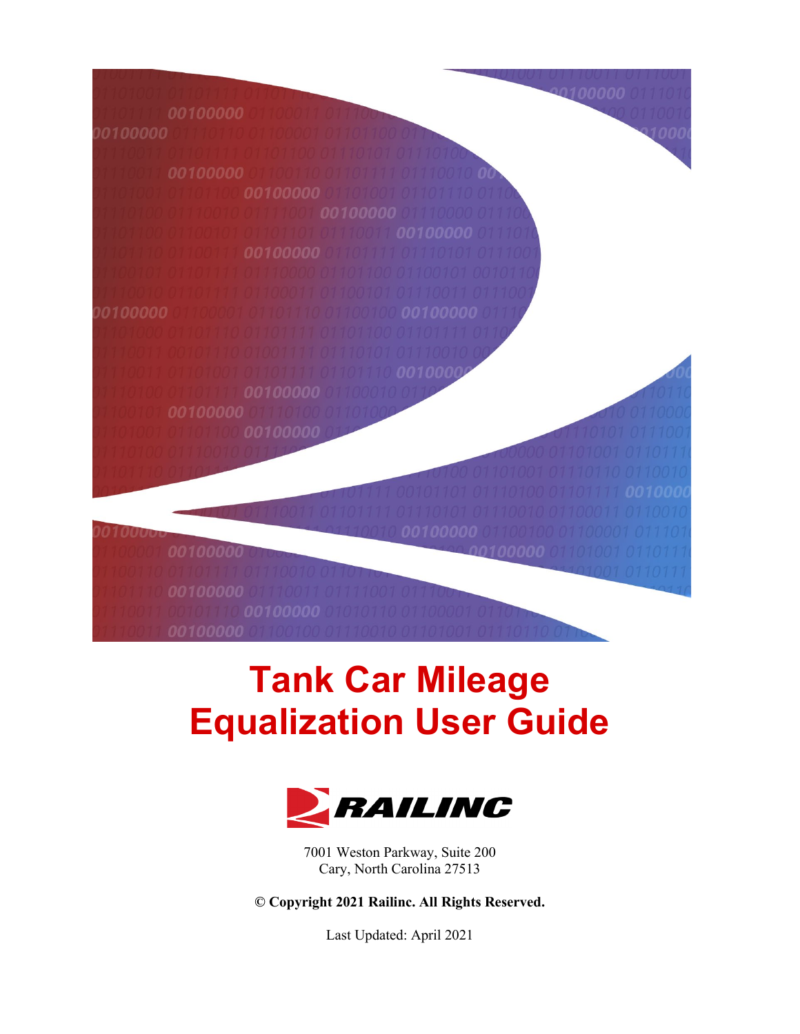# Tank Car Mileage Equalization User Guide

RAILINC

7001 Weston Parkway, Suite 200
Cary, North Carolina 27513

**© Copyright 2021 Railinc. All Rights Reserved.**

Last Updated: April 2021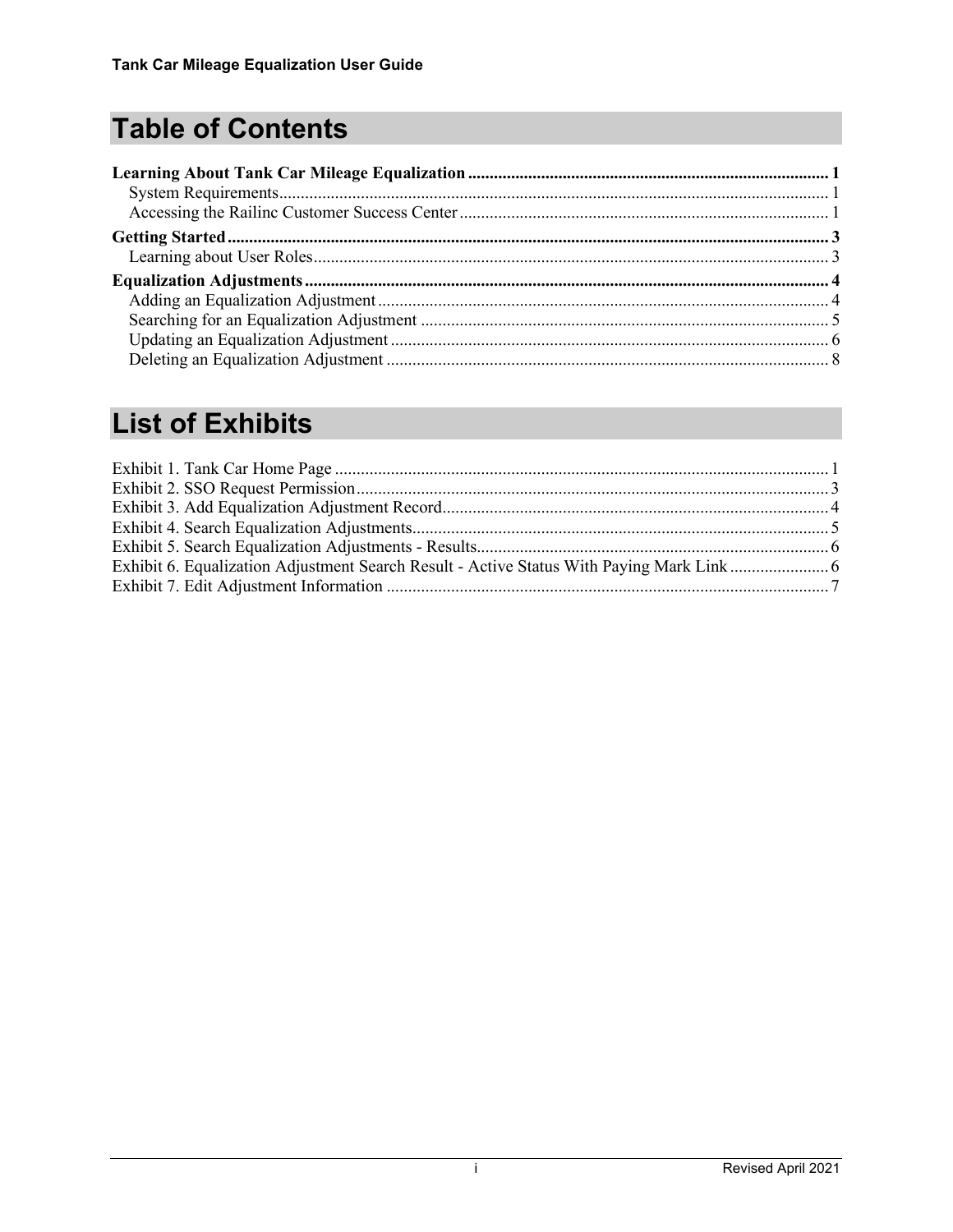# Table of Contents

**Learning About Tank Car Mileage Equalization** .......... **1**
- System Requirements .......... 1
- Accessing the Railinc Customer Success Center .......... 1

**Getting Started** .......... **3**
- Learning about User Roles .......... 3

**Equalization Adjustments** .......... **4**
- Adding an Equalization Adjustment .......... 4
- Searching for an Equalization Adjustment .......... 5
- Updating an Equalization Adjustment .......... 6
- Deleting an Equalization Adjustment .......... 8

# List of Exhibits

Exhibit 1. Tank Car Home Page .......... 1
Exhibit 2. SSO Request Permission .......... 3
Exhibit 3. Add Equalization Adjustment Record .......... 4
Exhibit 4. Search Equalization Adjustments .......... 5
Exhibit 5. Search Equalization Adjustments - Results .......... 6
Exhibit 6. Equalization Adjustment Search Result - Active Status With Paying Mark Link .......... 6
Exhibit 7. Edit Adjustment Information .......... 7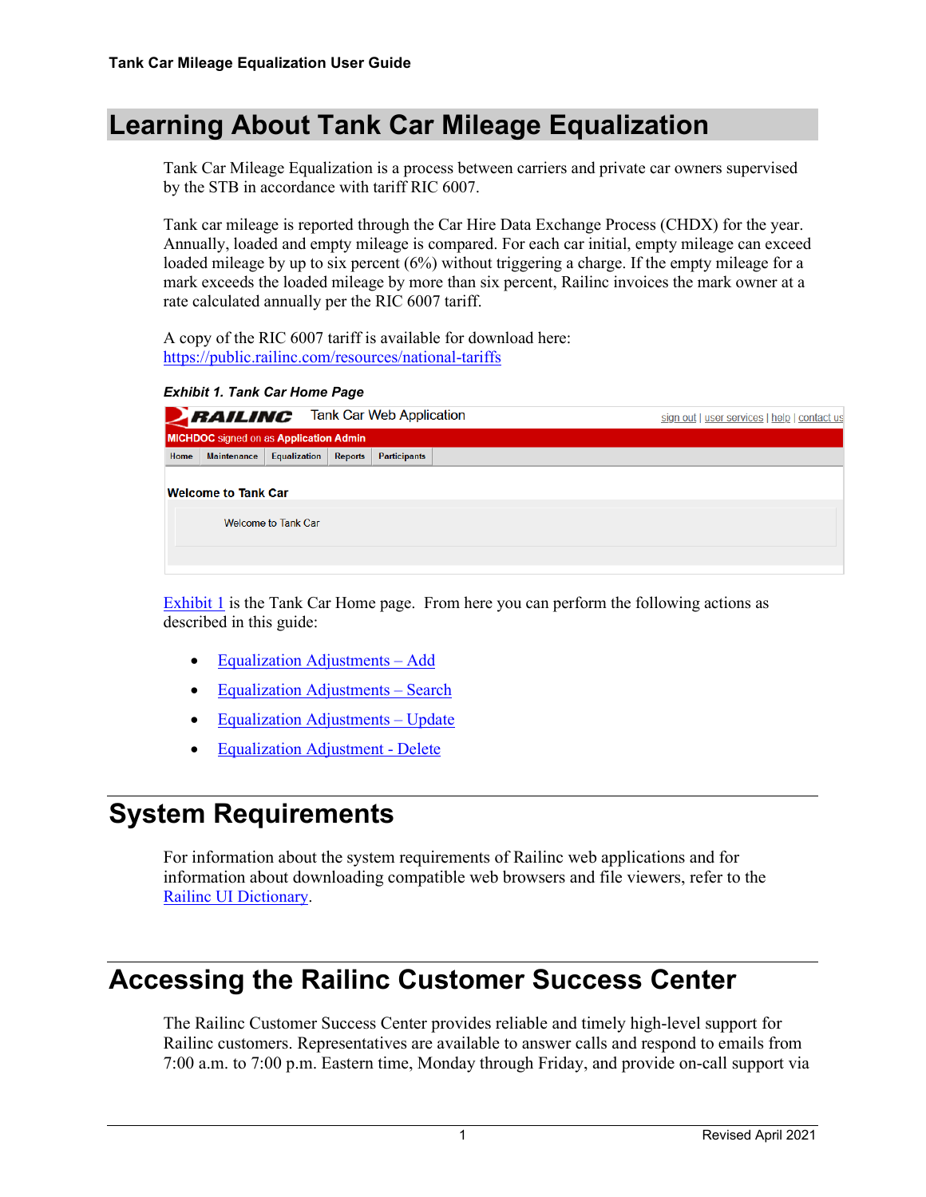# Learning About Tank Car Mileage Equalization

Tank Car Mileage Equalization is a process between carriers and private car owners supervised by the STB in accordance with tariff RIC 6007.

Tank car mileage is reported through the Car Hire Data Exchange Process (CHDX) for the year. Annually, loaded and empty mileage is compared. For each car initial, empty mileage can exceed loaded mileage by up to six percent (6%) without triggering a charge. If the empty mileage for a mark exceeds the loaded mileage by more than six percent, Railinc invoices the mark owner at a rate calculated annually per the RIC 6007 tariff.

A copy of the RIC 6007 tariff is available for download here: [https://public.railinc.com/resources/national-tariffs](https://public.railinc.com/resources/national-tariffs)

***Exhibit 1. Tank Car Home Page***

RAILINC Tank Car Web Application — sign out | user services | help | contact us

MICHDOC signed on as Application Admin

Home | Maintenance | Equalization | Reports | Participants

**Welcome to Tank Car**

Welcome to Tank Car

Exhibit 1 is the Tank Car Home page. From here you can perform the following actions as described in this guide:

- Equalization Adjustments – Add
- Equalization Adjustments – Search
- Equalization Adjustments – Update
- Equalization Adjustment - Delete

# System Requirements

For information about the system requirements of Railinc web applications and for information about downloading compatible web browsers and file viewers, refer to the Railinc UI Dictionary.

# Accessing the Railinc Customer Success Center

The Railinc Customer Success Center provides reliable and timely high-level support for Railinc customers. Representatives are available to answer calls and respond to emails from 7:00 a.m. to 7:00 p.m. Eastern time, Monday through Friday, and provide on-call support via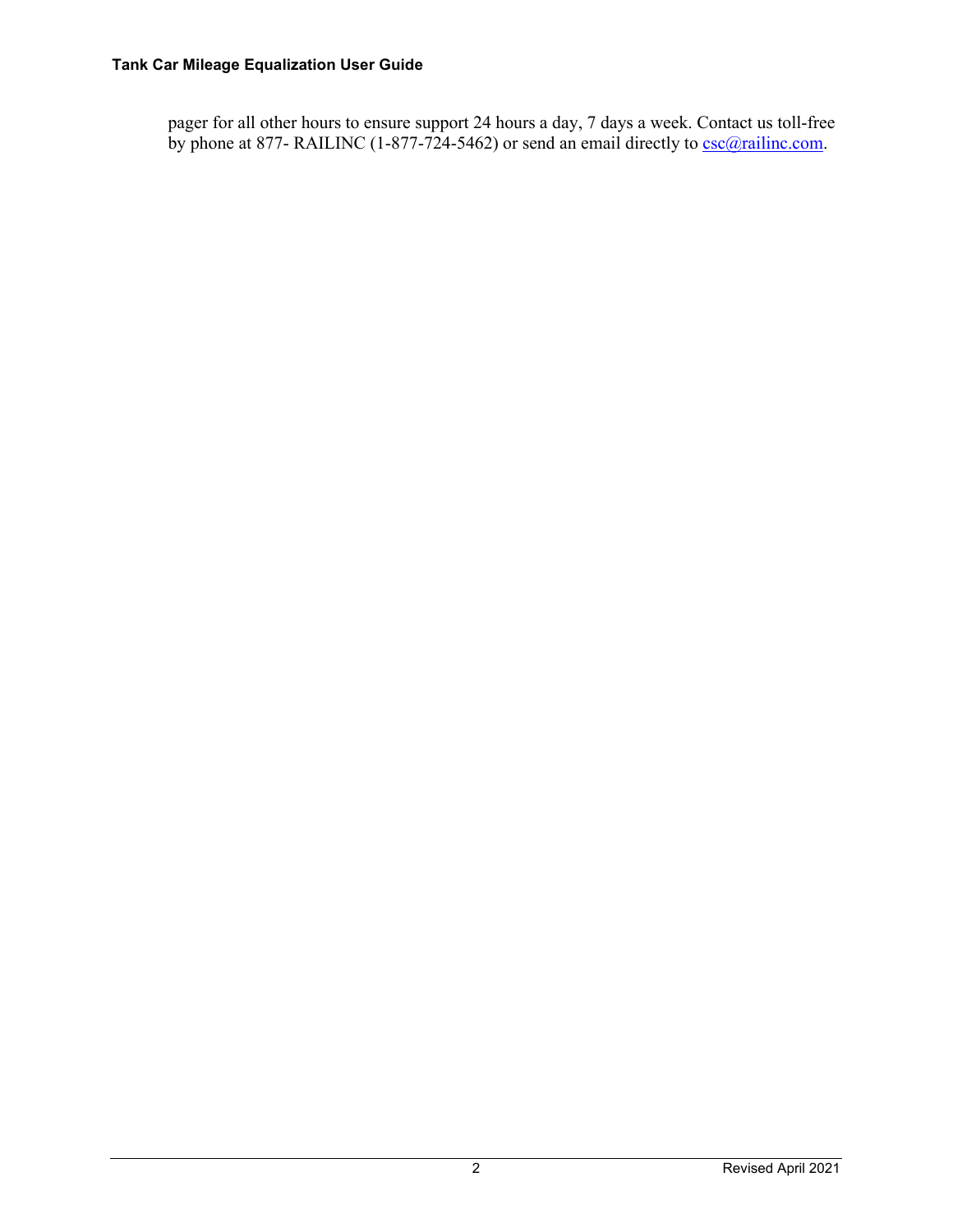pager for all other hours to ensure support 24 hours a day, 7 days a week. Contact us toll-free by phone at 877- RAILINC (1-877-724-5462) or send an email directly to csc@railinc.com.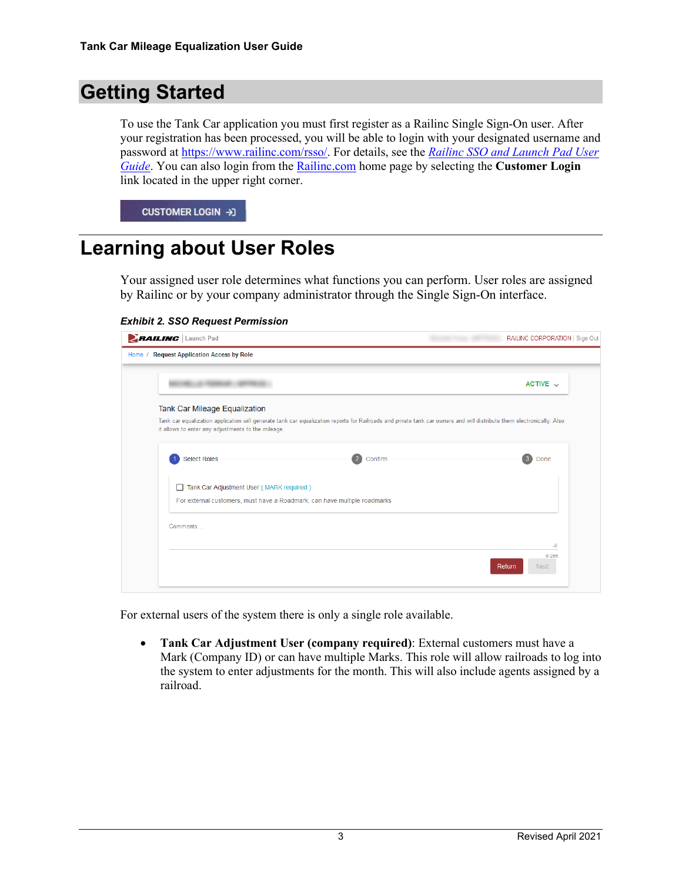# Getting Started

To use the Tank Car application you must first register as a Railinc Single Sign-On user. After your registration has been processed, you will be able to login with your designated username and password at https://www.railinc.com/rsso/. For details, see the *Railinc SSO and Launch Pad User Guide*. You can also login from the Railinc.com home page by selecting the **Customer Login** link located in the upper right corner.

CUSTOMER LOGIN

# Learning about User Roles

Your assigned user role determines what functions you can perform. User roles are assigned by Railinc or by your company administrator through the Single Sign-On interface.

***Exhibit 2. SSO Request Permission***

For external users of the system there is only a single role available.

- **Tank Car Adjustment User (company required)**: External customers must have a Mark (Company ID) or can have multiple Marks. This role will allow railroads to log into the system to enter adjustments for the month. This will also include agents assigned by a railroad.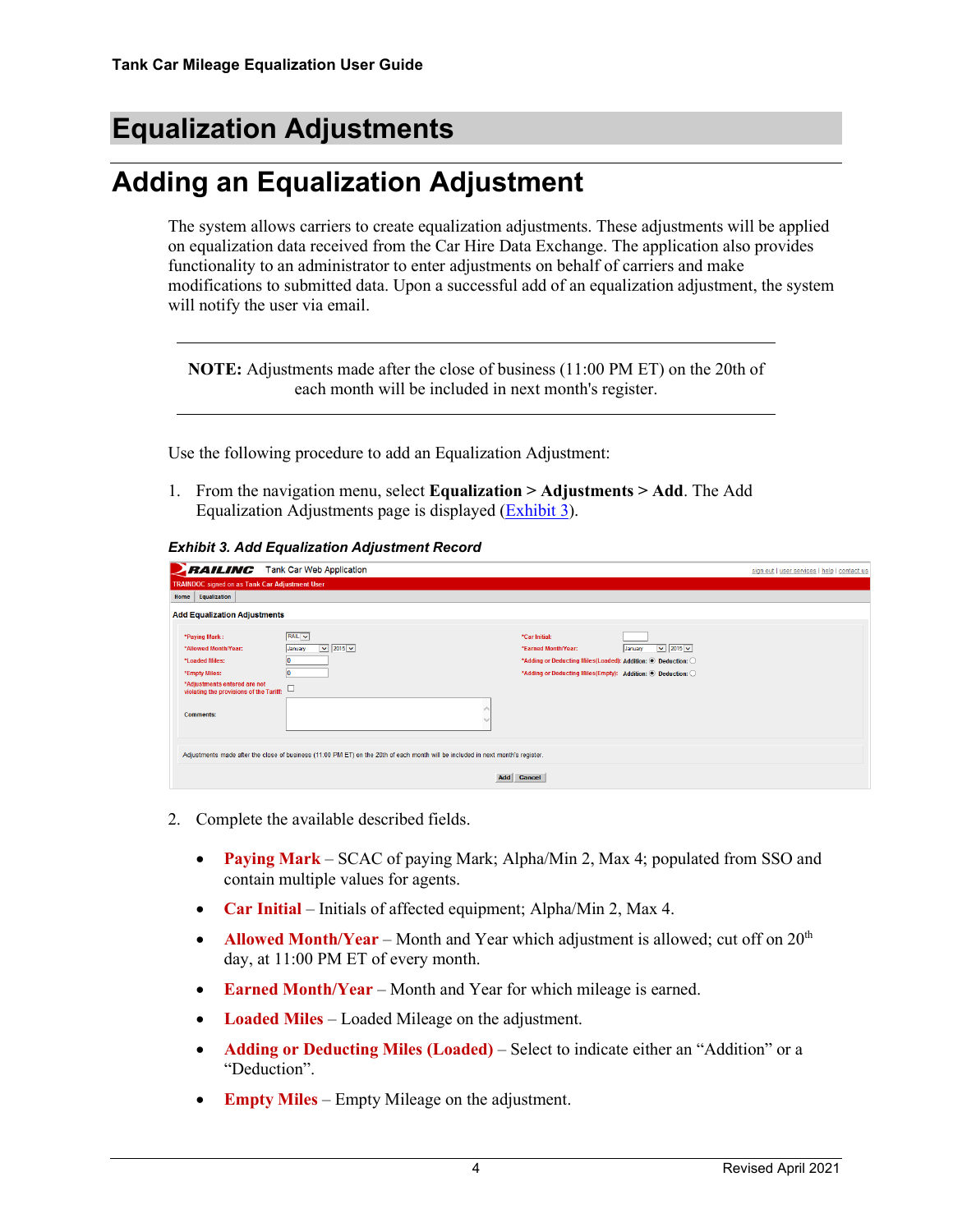# Equalization Adjustments

## Adding an Equalization Adjustment

The system allows carriers to create equalization adjustments. These adjustments will be applied on equalization data received from the Car Hire Data Exchange. The application also provides functionality to an administrator to enter adjustments on behalf of carriers and make modifications to submitted data. Upon a successful add of an equalization adjustment, the system will notify the user via email.

---

**NOTE:** Adjustments made after the close of business (11:00 PM ET) on the 20th of each month will be included in next month's register.

---

Use the following procedure to add an Equalization Adjustment:

1. From the navigation menu, select **Equalization > Adjustments > Add**. The Add Equalization Adjustments page is displayed (Exhibit 3).

***Exhibit 3. Add Equalization Adjustment Record***

2. Complete the available described fields.

   - **Paying Mark** – SCAC of paying Mark; Alpha/Min 2, Max 4; populated from SSO and contain multiple values for agents.
   - **Car Initial** – Initials of affected equipment; Alpha/Min 2, Max 4.
   - **Allowed Month/Year** – Month and Year which adjustment is allowed; cut off on 20th day, at 11:00 PM ET of every month.
   - **Earned Month/Year** – Month and Year for which mileage is earned.
   - **Loaded Miles** – Loaded Mileage on the adjustment.
   - **Adding or Deducting Miles (Loaded)** – Select to indicate either an "Addition" or a "Deduction".
   - **Empty Miles** – Empty Mileage on the adjustment.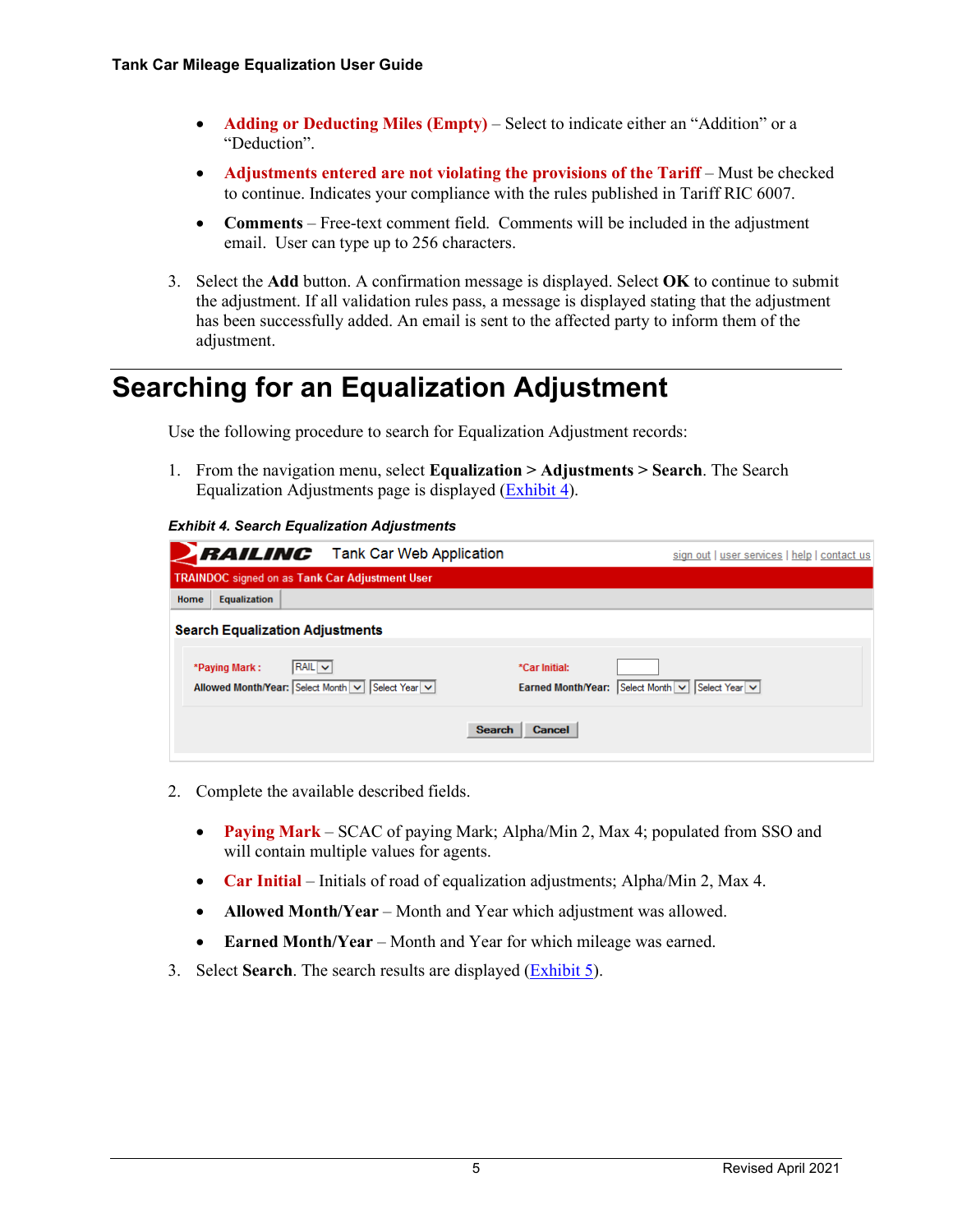- **Adding or Deducting Miles (Empty)** – Select to indicate either an “Addition” or a “Deduction”.
- **Adjustments entered are not violating the provisions of the Tariff** – Must be checked to continue. Indicates your compliance with the rules published in Tariff RIC 6007.
- **Comments** – Free-text comment field. Comments will be included in the adjustment email. User can type up to 256 characters.

3. Select the **Add** button. A confirmation message is displayed. Select **OK** to continue to submit the adjustment. If all validation rules pass, a message is displayed stating that the adjustment has been successfully added. An email is sent to the affected party to inform them of the adjustment.

# Searching for an Equalization Adjustment

Use the following procedure to search for Equalization Adjustment records:

1. From the navigation menu, select **Equalization > Adjustments > Search**. The Search Equalization Adjustments page is displayed (Exhibit 4).

***Exhibit 4. Search Equalization Adjustments***

RAILINC Tank Car Web Application — sign out | user services | help | contact us

TRAINDOC signed on as Tank Car Adjustment User

Home | Equalization

**Search Equalization Adjustments**

| | | | |
|---|---|---|---|
| *Paying Mark : | RAIL | *Car Initial: | |
| Allowed Month/Year: | Select Month / Select Year | Earned Month/Year: | Select Month / Select Year |

Search | Cancel

2. Complete the available described fields.

- **Paying Mark** – SCAC of paying Mark; Alpha/Min 2, Max 4; populated from SSO and will contain multiple values for agents.
- **Car Initial** – Initials of road of equalization adjustments; Alpha/Min 2, Max 4.
- **Allowed Month/Year** – Month and Year which adjustment was allowed.
- **Earned Month/Year** – Month and Year for which mileage was earned.

3. Select **Search**. The search results are displayed (Exhibit 5).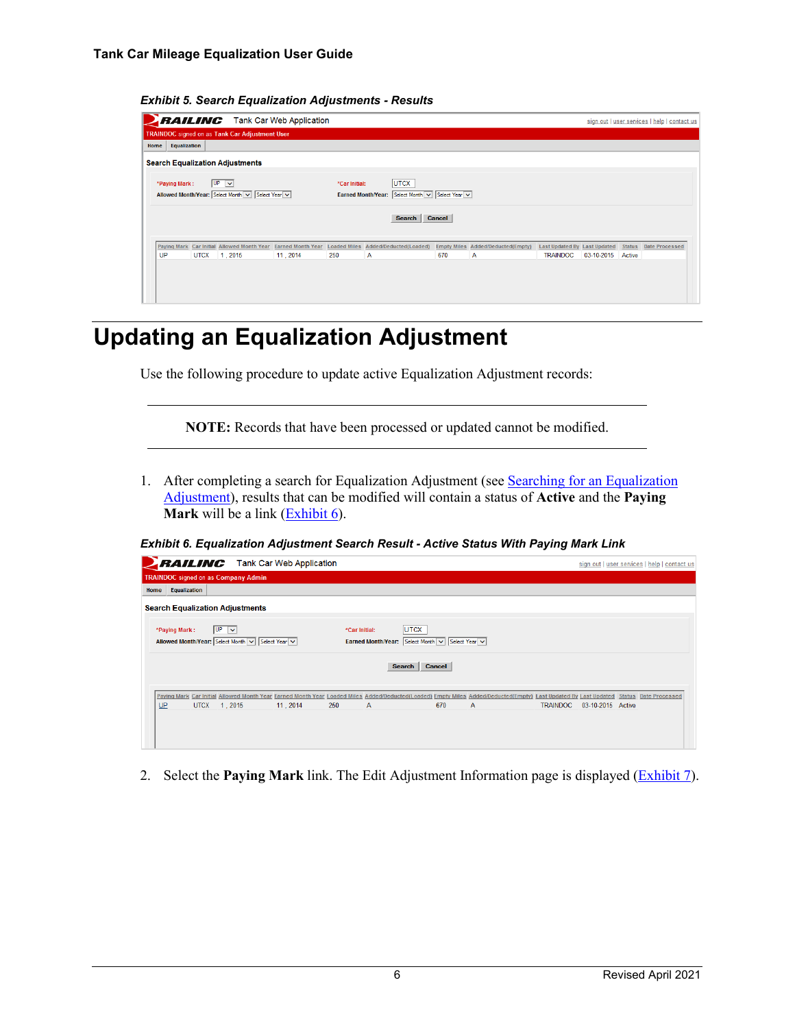*Exhibit 5. Search Equalization Adjustments - Results*

# Updating an Equalization Adjustment

Use the following procedure to update active Equalization Adjustment records:

---

**NOTE:** Records that have been processed or updated cannot be modified.

---

1. After completing a search for Equalization Adjustment (see Searching for an Equalization Adjustment), results that can be modified will contain a status of **Active** and the **Paying Mark** will be a link (Exhibit 6).

*Exhibit 6. Equalization Adjustment Search Result - Active Status With Paying Mark Link*

2. Select the **Paying Mark** link. The Edit Adjustment Information page is displayed (Exhibit 7).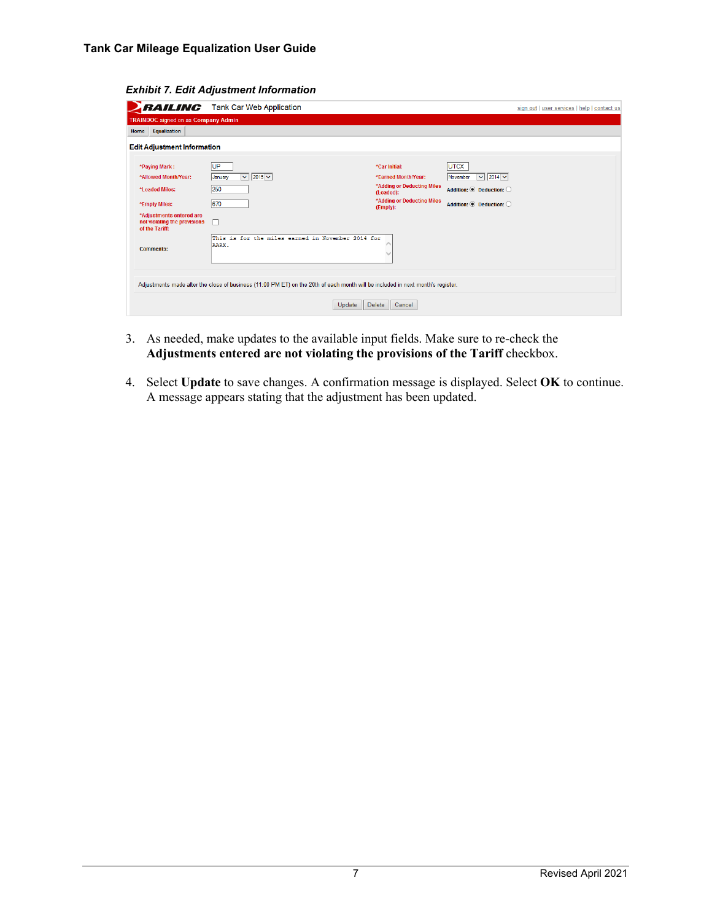*Exhibit 7. Edit Adjustment Information*

3. As needed, make updates to the available input fields. Make sure to re-check the **Adjustments entered are not violating the provisions of the Tariff** checkbox.

4. Select **Update** to save changes. A confirmation message is displayed. Select **OK** to continue. A message appears stating that the adjustment has been updated.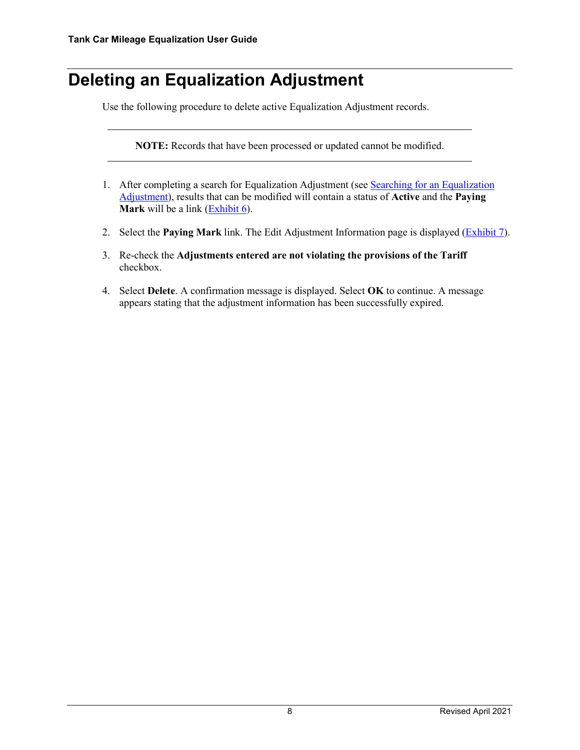# Deleting an Equalization Adjustment

Use the following procedure to delete active Equalization Adjustment records.

---

**NOTE:** Records that have been processed or updated cannot be modified.

---

1. After completing a search for Equalization Adjustment (see Searching for an Equalization Adjustment), results that can be modified will contain a status of **Active** and the **Paying Mark** will be a link (Exhibit 6).

2. Select the **Paying Mark** link. The Edit Adjustment Information page is displayed (Exhibit 7).

3. Re-check the **Adjustments entered are not violating the provisions of the Tariff** checkbox.

4. Select **Delete**. A confirmation message is displayed. Select **OK** to continue. A message appears stating that the adjustment information has been successfully expired.